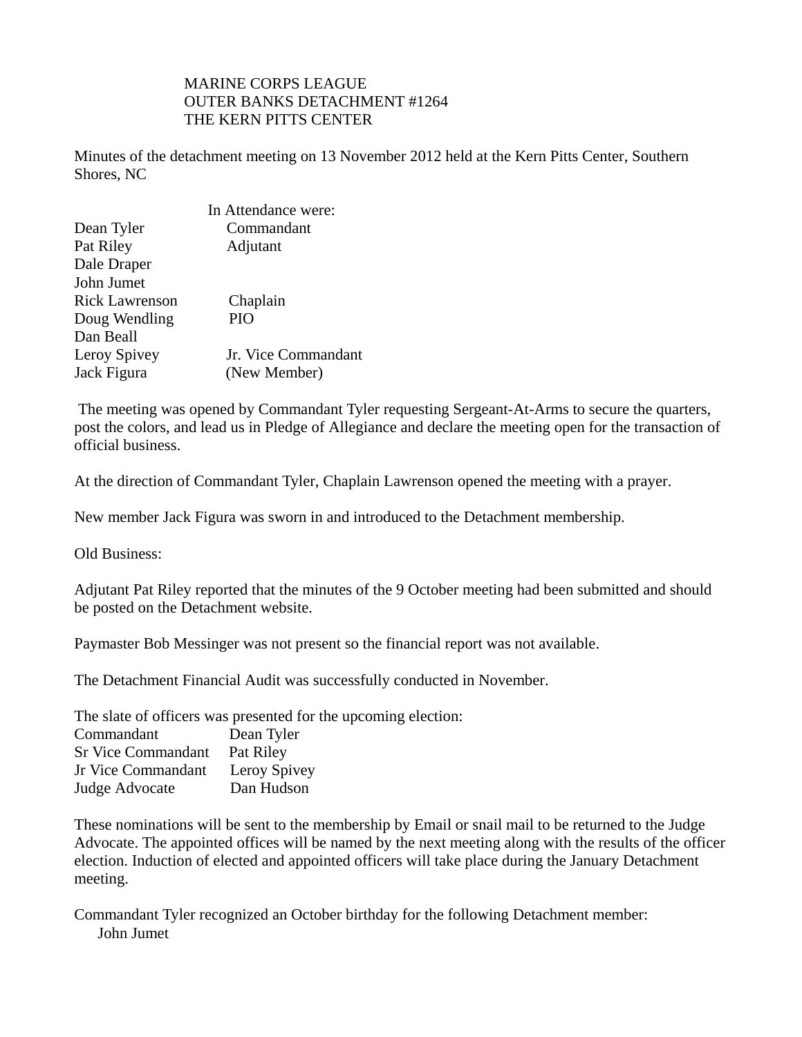MARINE CORPS LEAGUE
OUTER BANKS DETACHMENT #1264
THE KERN PITTS CENTER

Minutes of the detachment meeting on 13 November 2012 held at the Kern Pitts Center, Southern Shores, NC

In Attendance were:

| | |
|---|---|
| Dean Tyler | Commandant |
| Pat Riley | Adjutant |
| Dale Draper | |
| John Jumet | |
| Rick Lawrenson | Chaplain |
| Doug Wendling | PIO |
| Dan Beall | |
| Leroy Spivey | Jr. Vice Commandant |
| Jack Figura | (New Member) |

The meeting was opened by Commandant Tyler requesting Sergeant-At-Arms to secure the quarters, post the colors, and lead us in Pledge of Allegiance and declare the meeting open for the transaction of official business.

At the direction of Commandant Tyler, Chaplain Lawrenson opened the meeting with a prayer.

New member Jack Figura was sworn in and introduced to the Detachment membership.

Old Business:

Adjutant Pat Riley reported that the minutes of the 9 October meeting had been submitted and should be posted on the Detachment website.

Paymaster Bob Messinger was not present so the financial report was not available.

The Detachment Financial Audit was successfully conducted in November.

The slate of officers was presented for the upcoming election:

| | |
|---|---|
| Commandant | Dean Tyler |
| Sr Vice Commandant | Pat Riley |
| Jr Vice Commandant | Leroy Spivey |
| Judge Advocate | Dan Hudson |

These nominations will be sent to the membership by Email or snail mail to be returned to the Judge Advocate. The appointed offices will be named by the next meeting along with the results of the officer election. Induction of elected and appointed officers will take place during the January Detachment meeting.

Commandant Tyler recognized an October birthday for the following Detachment member:
John Jumet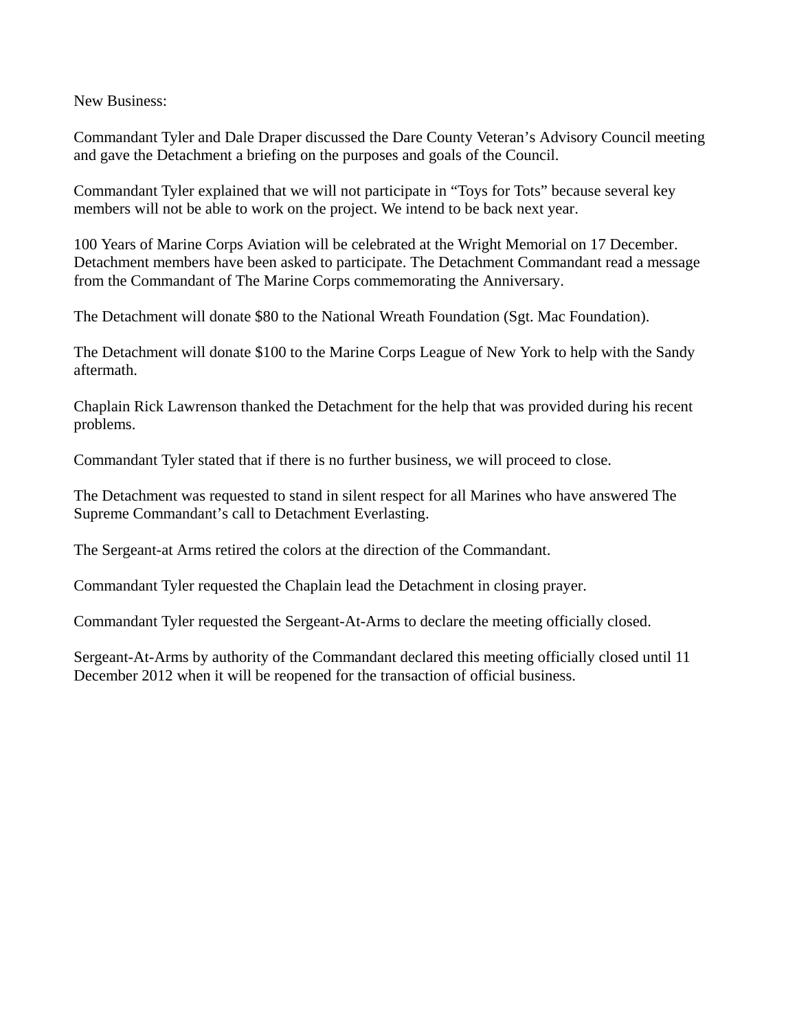New Business:

Commandant Tyler and Dale Draper discussed the Dare County Veteran's Advisory Council meeting and gave the Detachment a briefing on the purposes and goals of the Council.

Commandant Tyler explained that we will not participate in "Toys for Tots" because several key members will not be able to work on the project. We intend to be back next year.

100 Years of Marine Corps Aviation will be celebrated at the Wright Memorial on 17 December. Detachment members have been asked to participate. The Detachment Commandant read a message from the Commandant of The Marine Corps commemorating the Anniversary.

The Detachment will donate $80 to the National Wreath Foundation (Sgt. Mac Foundation).

The Detachment will donate $100 to the Marine Corps League of New York to help with the Sandy aftermath.

Chaplain Rick Lawrenson thanked the Detachment for the help that was provided during his recent problems.

Commandant Tyler stated that if there is no further business, we will proceed to close.

The Detachment was requested to stand in silent respect for all Marines who have answered The Supreme Commandant's call to Detachment Everlasting.

The Sergeant-at Arms retired the colors at the direction of the Commandant.

Commandant Tyler requested the Chaplain lead the Detachment in closing prayer.

Commandant Tyler requested the Sergeant-At-Arms to declare the meeting officially closed.

Sergeant-At-Arms by authority of the Commandant declared this meeting officially closed until 11 December 2012 when it will be reopened for the transaction of official business.